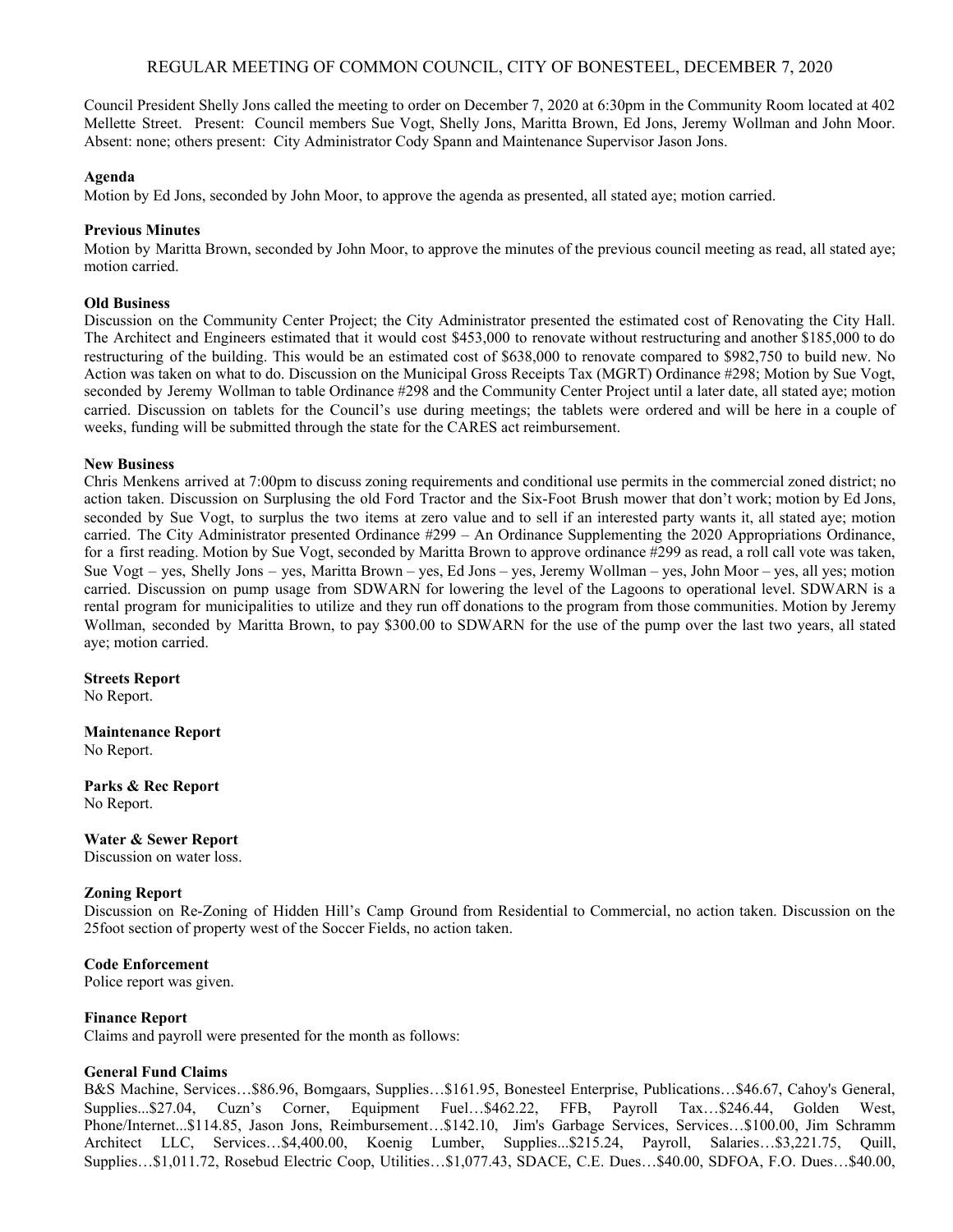# REGULAR MEETING OF COMMON COUNCIL, CITY OF BONESTEEL, DECEMBER 7, 2020

Council President Shelly Jons called the meeting to order on December 7, 2020 at 6:30pm in the Community Room located at 402 Mellette Street. Present: Council members Sue Vogt, Shelly Jons, Maritta Brown, Ed Jons, Jeremy Wollman and John Moor. Absent: none; others present: City Administrator Cody Spann and Maintenance Supervisor Jason Jons.

**Agenda**

Motion by Ed Jons, seconded by John Moor, to approve the agenda as presented, all stated aye; motion carried.

**Previous Minutes**

Motion by Maritta Brown, seconded by John Moor, to approve the minutes of the previous council meeting as read, all stated aye; motion carried.

**Old Business**

Discussion on the Community Center Project; the City Administrator presented the estimated cost of Renovating the City Hall. The Architect and Engineers estimated that it would cost $453,000 to renovate without restructuring and another $185,000 to do restructuring of the building. This would be an estimated cost of $638,000 to renovate compared to $982,750 to build new. No Action was taken on what to do. Discussion on the Municipal Gross Receipts Tax (MGRT) Ordinance #298; Motion by Sue Vogt, seconded by Jeremy Wollman to table Ordinance #298 and the Community Center Project until a later date, all stated aye; motion carried. Discussion on tablets for the Council's use during meetings; the tablets were ordered and will be here in a couple of weeks, funding will be submitted through the state for the CARES act reimbursement.

**New Business**

Chris Menkens arrived at 7:00pm to discuss zoning requirements and conditional use permits in the commercial zoned district; no action taken. Discussion on Surplusing the old Ford Tractor and the Six-Foot Brush mower that don't work; motion by Ed Jons, seconded by Sue Vogt, to surplus the two items at zero value and to sell if an interested party wants it, all stated aye; motion carried. The City Administrator presented Ordinance #299 – An Ordinance Supplementing the 2020 Appropriations Ordinance, for a first reading. Motion by Sue Vogt, seconded by Maritta Brown to approve ordinance #299 as read, a roll call vote was taken, Sue Vogt – yes, Shelly Jons – yes, Maritta Brown – yes, Ed Jons – yes, Jeremy Wollman – yes, John Moor – yes, all yes; motion carried. Discussion on pump usage from SDWARN for lowering the level of the Lagoons to operational level. SDWARN is a rental program for municipalities to utilize and they run off donations to the program from those communities. Motion by Jeremy Wollman, seconded by Maritta Brown, to pay $300.00 to SDWARN for the use of the pump over the last two years, all stated aye; motion carried.

**Streets Report**

No Report.

**Maintenance Report**

No Report.

**Parks & Rec Report**

No Report.

**Water & Sewer Report**

Discussion on water loss.

**Zoning Report**

Discussion on Re-Zoning of Hidden Hill's Camp Ground from Residential to Commercial, no action taken. Discussion on the 25foot section of property west of the Soccer Fields, no action taken.

**Code Enforcement**

Police report was given.

**Finance Report**

Claims and payroll were presented for the month as follows:

**General Fund Claims**

B&S Machine, Services…$86.96, Bomgaars, Supplies…$161.95, Bonesteel Enterprise, Publications…$46.67, Cahoy's General, Supplies...$27.04, Cuzn's Corner, Equipment Fuel…$462.22, FFB, Payroll Tax…$246.44, Golden West, Phone/Internet...$114.85, Jason Jons, Reimbursement…$142.10, Jim's Garbage Services, Services…$100.00, Jim Schramm Architect LLC, Services…$4,400.00, Koenig Lumber, Supplies...$215.24, Payroll, Salaries…$3,221.75, Quill, Supplies…$1,011.72, Rosebud Electric Coop, Utilities…$1,077.43, SDACE, C.E. Dues…$40.00, SDFOA, F.O. Dues…$40.00,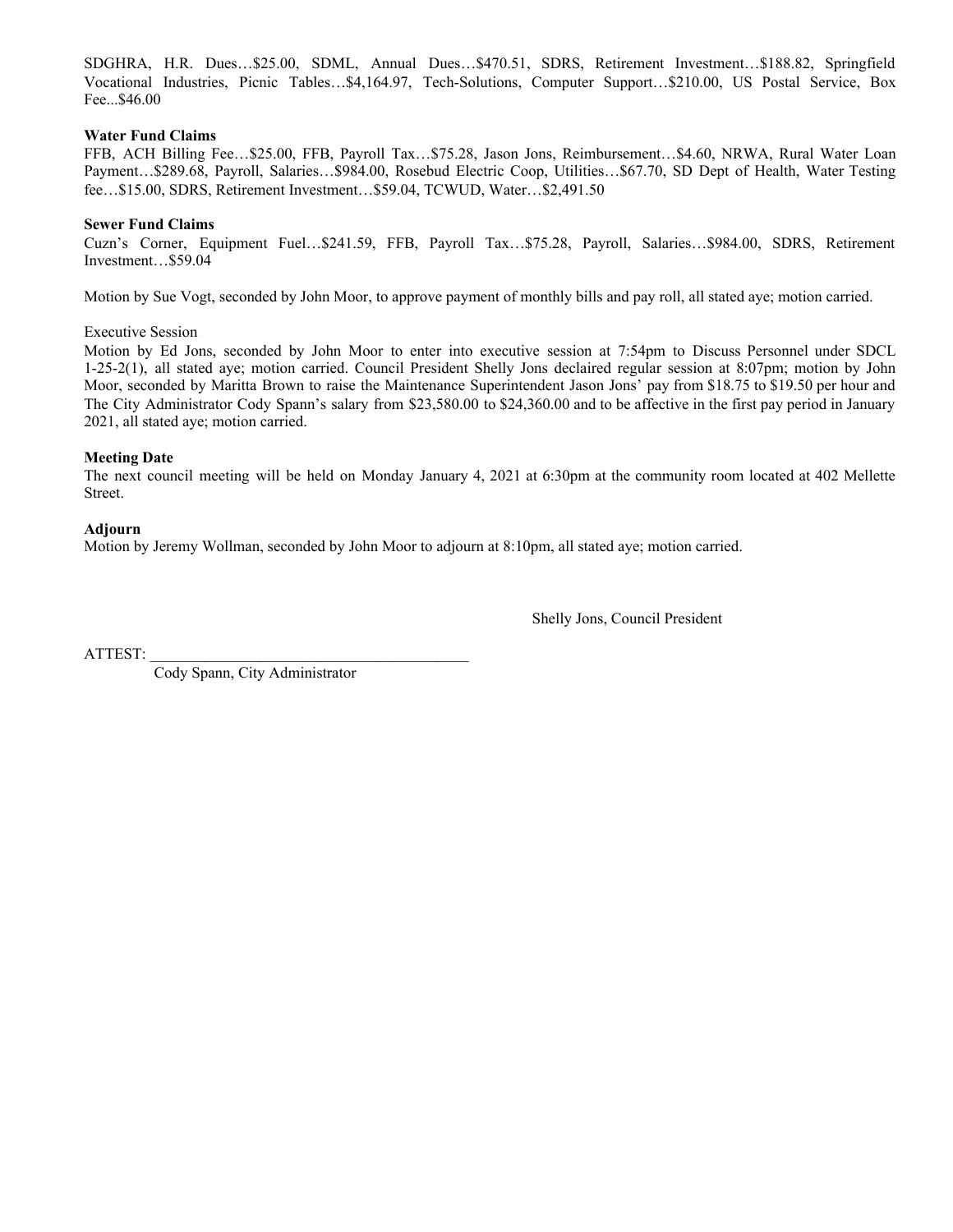SDGHRA, H.R. Dues…$25.00, SDML, Annual Dues…$470.51, SDRS, Retirement Investment…$188.82, Springfield Vocational Industries, Picnic Tables…$4,164.97, Tech-Solutions, Computer Support…$210.00, US Postal Service, Box Fee...$46.00

**Water Fund Claims**

FFB, ACH Billing Fee…$25.00, FFB, Payroll Tax…$75.28, Jason Jons, Reimbursement…$4.60, NRWA, Rural Water Loan Payment…$289.68, Payroll, Salaries…$984.00, Rosebud Electric Coop, Utilities…$67.70, SD Dept of Health, Water Testing fee…$15.00, SDRS, Retirement Investment…$59.04, TCWUD, Water…$2,491.50

**Sewer Fund Claims**

Cuzn's Corner, Equipment Fuel…$241.59, FFB, Payroll Tax…$75.28, Payroll, Salaries…$984.00, SDRS, Retirement Investment…$59.04

Motion by Sue Vogt, seconded by John Moor, to approve payment of monthly bills and pay roll, all stated aye; motion carried.

Executive Session

Motion by Ed Jons, seconded by John Moor to enter into executive session at 7:54pm to Discuss Personnel under SDCL 1-25-2(1), all stated aye; motion carried. Council President Shelly Jons declaired regular session at 8:07pm; motion by John Moor, seconded by Maritta Brown to raise the Maintenance Superintendent Jason Jons' pay from $18.75 to $19.50 per hour and The City Administrator Cody Spann's salary from $23,580.00 to $24,360.00 and to be affective in the first pay period in January 2021, all stated aye; motion carried.

**Meeting Date**

The next council meeting will be held on Monday January 4, 2021 at 6:30pm at the community room located at 402 Mellette Street.

**Adjourn**

Motion by Jeremy Wollman, seconded by John Moor to adjourn at 8:10pm, all stated aye; motion carried.

Shelly Jons, Council President

ATTEST: ___________________________________________

Cody Spann, City Administrator